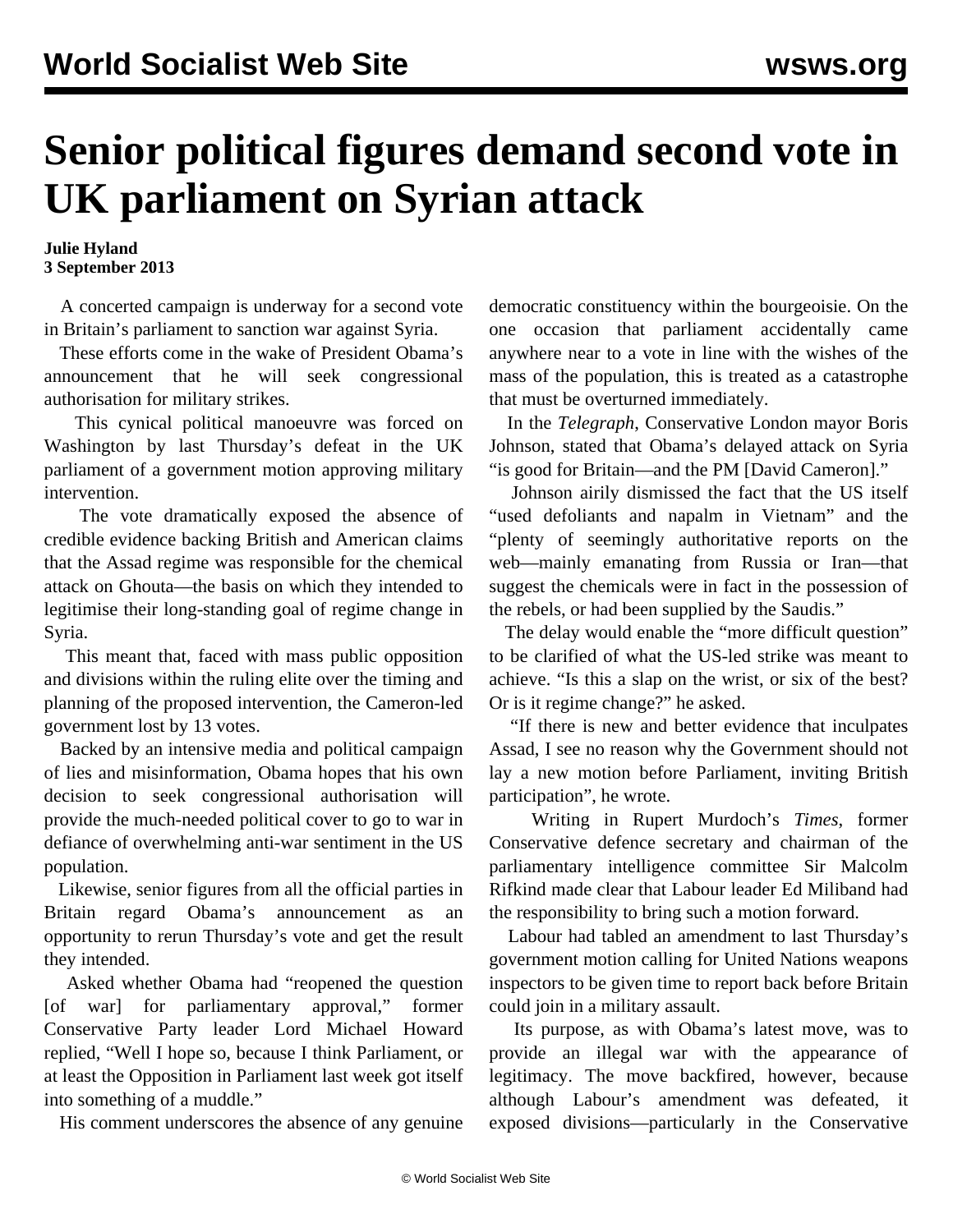# Senior political figures demand second vote in UK parliament on Syrian attack

**Julie Hyland**
**3 September 2013**

A concerted campaign is underway for a second vote in Britain's parliament to sanction war against Syria.

These efforts come in the wake of President Obama's announcement that he will seek congressional authorisation for military strikes.

This cynical political manoeuvre was forced on Washington by last Thursday's defeat in the UK parliament of a government motion approving military intervention.

The vote dramatically exposed the absence of credible evidence backing British and American claims that the Assad regime was responsible for the chemical attack on Ghouta—the basis on which they intended to legitimise their long-standing goal of regime change in Syria.

This meant that, faced with mass public opposition and divisions within the ruling elite over the timing and planning of the proposed intervention, the Cameron-led government lost by 13 votes.

Backed by an intensive media and political campaign of lies and misinformation, Obama hopes that his own decision to seek congressional authorisation will provide the much-needed political cover to go to war in defiance of overwhelming anti-war sentiment in the US population.

Likewise, senior figures from all the official parties in Britain regard Obama's announcement as an opportunity to rerun Thursday's vote and get the result they intended.

Asked whether Obama had "reopened the question [of war] for parliamentary approval," former Conservative Party leader Lord Michael Howard replied, "Well I hope so, because I think Parliament, or at least the Opposition in Parliament last week got itself into something of a muddle."

His comment underscores the absence of any genuine democratic constituency within the bourgeoisie. On the one occasion that parliament accidentally came anywhere near to a vote in line with the wishes of the mass of the population, this is treated as a catastrophe that must be overturned immediately.

In the *Telegraph*, Conservative London mayor Boris Johnson, stated that Obama's delayed attack on Syria "is good for Britain—and the PM [David Cameron]."

Johnson airily dismissed the fact that the US itself "used defoliants and napalm in Vietnam" and the "plenty of seemingly authoritative reports on the web—mainly emanating from Russia or Iran—that suggest the chemicals were in fact in the possession of the rebels, or had been supplied by the Saudis."

The delay would enable the "more difficult question" to be clarified of what the US-led strike was meant to achieve. "Is this a slap on the wrist, or six of the best? Or is it regime change?" he asked.

"If there is new and better evidence that inculpates Assad, I see no reason why the Government should not lay a new motion before Parliament, inviting British participation", he wrote.

Writing in Rupert Murdoch's *Times*, former Conservative defence secretary and chairman of the parliamentary intelligence committee Sir Malcolm Rifkind made clear that Labour leader Ed Miliband had the responsibility to bring such a motion forward.

Labour had tabled an amendment to last Thursday's government motion calling for United Nations weapons inspectors to be given time to report back before Britain could join in a military assault.

Its purpose, as with Obama's latest move, was to provide an illegal war with the appearance of legitimacy. The move backfired, however, because although Labour's amendment was defeated, it exposed divisions—particularly in the Conservative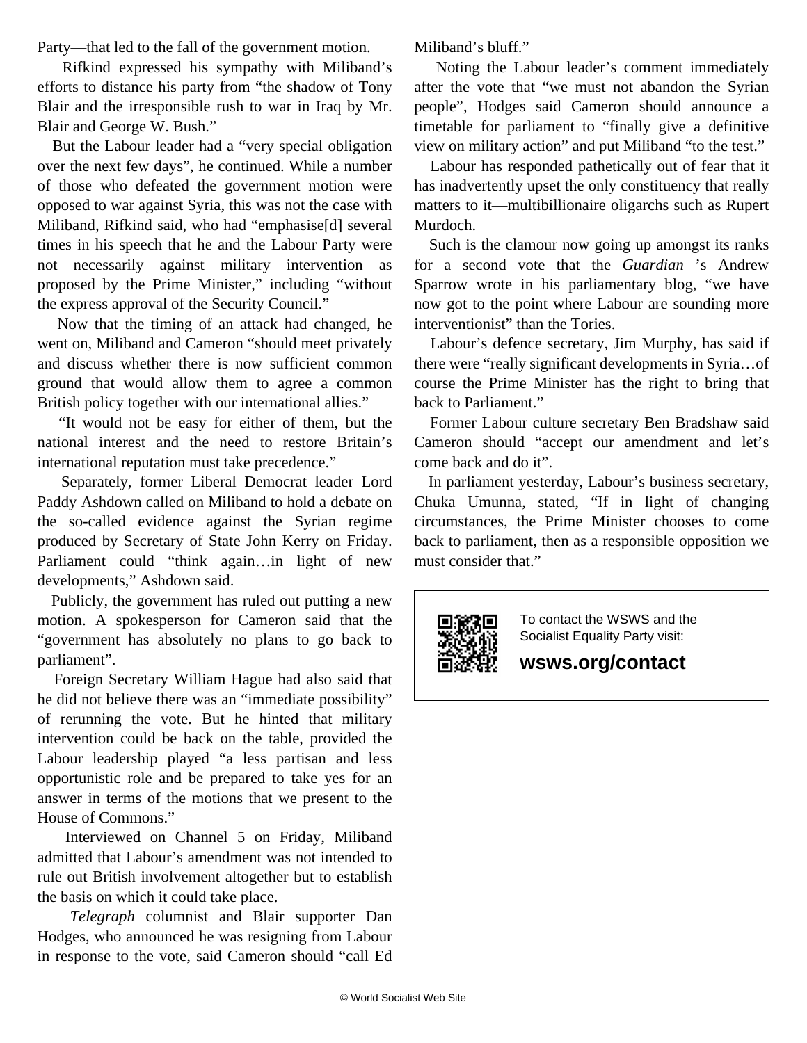Party—that led to the fall of the government motion.

Rifkind expressed his sympathy with Miliband's efforts to distance his party from "the shadow of Tony Blair and the irresponsible rush to war in Iraq by Mr. Blair and George W. Bush."

But the Labour leader had a "very special obligation over the next few days", he continued. While a number of those who defeated the government motion were opposed to war against Syria, this was not the case with Miliband, Rifkind said, who had "emphasise[d] several times in his speech that he and the Labour Party were not necessarily against military intervention as proposed by the Prime Minister," including "without the express approval of the Security Council."

Now that the timing of an attack had changed, he went on, Miliband and Cameron "should meet privately and discuss whether there is now sufficient common ground that would allow them to agree a common British policy together with our international allies."

"It would not be easy for either of them, but the national interest and the need to restore Britain's international reputation must take precedence."

Separately, former Liberal Democrat leader Lord Paddy Ashdown called on Miliband to hold a debate on the so-called evidence against the Syrian regime produced by Secretary of State John Kerry on Friday. Parliament could "think again…in light of new developments," Ashdown said.

Publicly, the government has ruled out putting a new motion. A spokesperson for Cameron said that the "government has absolutely no plans to go back to parliament".

Foreign Secretary William Hague had also said that he did not believe there was an "immediate possibility" of rerunning the vote. But he hinted that military intervention could be back on the table, provided the Labour leadership played "a less partisan and less opportunistic role and be prepared to take yes for an answer in terms of the motions that we present to the House of Commons."

Interviewed on Channel 5 on Friday, Miliband admitted that Labour's amendment was not intended to rule out British involvement altogether but to establish the basis on which it could take place.

*Telegraph* columnist and Blair supporter Dan Hodges, who announced he was resigning from Labour in response to the vote, said Cameron should "call Ed Miliband's bluff."

Noting the Labour leader's comment immediately after the vote that "we must not abandon the Syrian people", Hodges said Cameron should announce a timetable for parliament to "finally give a definitive view on military action" and put Miliband "to the test."

Labour has responded pathetically out of fear that it has inadvertently upset the only constituency that really matters to it—multibillionaire oligarchs such as Rupert Murdoch.

Such is the clamour now going up amongst its ranks for a second vote that the *Guardian* 's Andrew Sparrow wrote in his parliamentary blog, "we have now got to the point where Labour are sounding more interventionist" than the Tories.

Labour's defence secretary, Jim Murphy, has said if there were "really significant developments in Syria…of course the Prime Minister has the right to bring that back to Parliament."

Former Labour culture secretary Ben Bradshaw said Cameron should "accept our amendment and let's come back and do it".

In parliament yesterday, Labour's business secretary, Chuka Umunna, stated, "If in light of changing circumstances, the Prime Minister chooses to come back to parliament, then as a responsible opposition we must consider that."

To contact the WSWS and the Socialist Equality Party visit:

**wsws.org/contact**